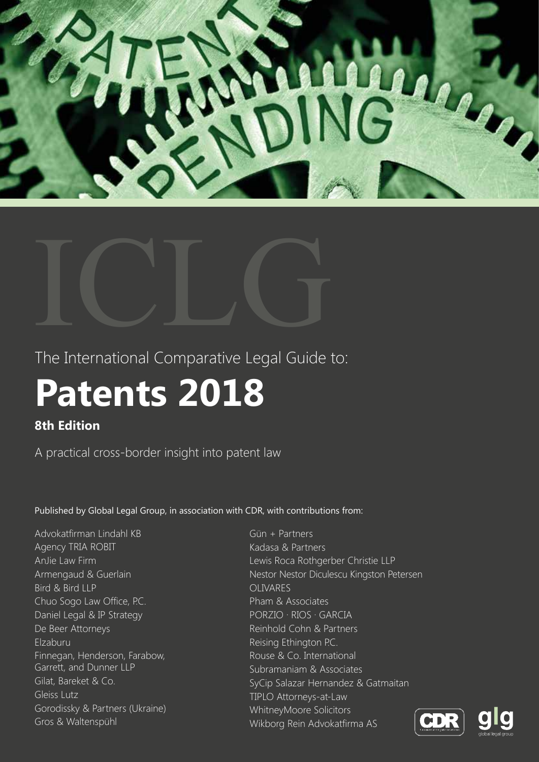ICLG

The International Comparative Legal Guide to:

# Patents 2018

**8th Edition**

A practical cross-border insight into patent law

Published by Global Legal Group, in association with CDR, with contributions from:

Advokatfirman Lindahl KB
Agency TRIA ROBIT
AnJie Law Firm
Armengaud & Guerlain
Bird & Bird LLP
Chuo Sogo Law Office, P.C.
Daniel Legal & IP Strategy
De Beer Attorneys
Elzaburu
Finnegan, Henderson, Farabow, Garrett, and Dunner LLP
Gilat, Bareket & Co.
Gleiss Lutz
Gorodissky & Partners (Ukraine)
Gros & Waltenspühl
Gün + Partners
Kadasa & Partners
Lewis Roca Rothgerber Christie LLP
Nestor Nestor Diculescu Kingston Petersen
OLIVARES
Pham & Associates
PORZIO · RIOS · GARCIA
Reinhold Cohn & Partners
Reising Ethington P.C.
Rouse & Co. International
Subramaniam & Associates
SyCip Salazar Hernandez & Gatmaitan
TIPLO Attorneys-at-Law
WhitneyMoore Solicitors
Wikborg Rein Advokatfirma AS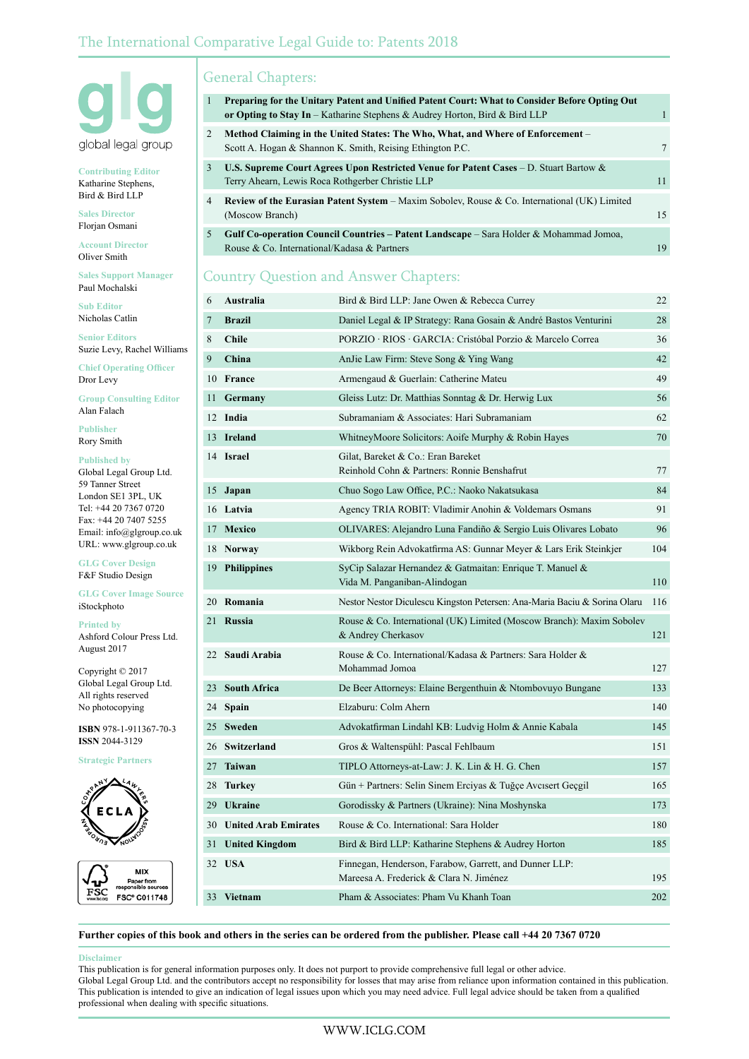# The International Comparative Legal Guide to: Patents 2018

glg
global legal group

**Contributing Editor**
Katharine Stephens, Bird & Bird LLP

**Sales Director**
Florjan Osmani

**Account Director**
Oliver Smith

**Sales Support Manager**
Paul Mochalski

**Sub Editor**
Nicholas Catlin

**Senior Editors**
Suzie Levy, Rachel Williams

**Chief Operating Officer**
Dror Levy

**Group Consulting Editor**
Alan Falach

**Publisher**
Rory Smith

**Published by**
Global Legal Group Ltd.
59 Tanner Street
London SE1 3PL, UK
Tel: +44 20 7367 0720
Fax: +44 20 7407 5255
Email: info@glgroup.co.uk
URL: www.glgroup.co.uk

**GLG Cover Design**
F&F Studio Design

**GLG Cover Image Source**
iStockphoto

**Printed by**
Ashford Colour Press Ltd.
August 2017

Copyright © 2017
Global Legal Group Ltd.
All rights reserved
No photocopying

**ISBN** 978-1-911367-70-3
**ISSN** 2044-3129

**Strategic Partners**

## General Chapters:

| No. | Chapter | Page |
|---|---|---|
| 1 | **Preparing for the Unitary Patent and Unified Patent Court: What to Consider Before Opting Out or Opting to Stay In** – Katharine Stephens & Audrey Horton, Bird & Bird LLP | 1 |
| 2 | **Method Claiming in the United States: The Who, What, and Where of Enforcement** – Scott A. Hogan & Shannon K. Smith, Reising Ethington P.C. | 7 |
| 3 | **U.S. Supreme Court Agrees Upon Restricted Venue for Patent Cases** – D. Stuart Bartow & Terry Ahearn, Lewis Roca Rothgerber Christie LLP | 11 |
| 4 | **Review of the Eurasian Patent System** – Maxim Sobolev, Rouse & Co. International (UK) Limited (Moscow Branch) | 15 |
| 5 | **Gulf Co-operation Council Countries – Patent Landscape** – Sara Holder & Mohammad Jomoa, Rouse & Co. International/Kadasa & Partners | 19 |

## Country Question and Answer Chapters:

| No. | Country | Contributor | Page |
|---|---|---|---|
| 6 | **Australia** | Bird & Bird LLP: Jane Owen & Rebecca Currey | 22 |
| 7 | **Brazil** | Daniel Legal & IP Strategy: Rana Gosain & André Bastos Venturini | 28 |
| 8 | **Chile** | PORZIO · RIOS · GARCIA: Cristóbal Porzio & Marcelo Correa | 36 |
| 9 | **China** | AnJie Law Firm: Steve Song & Ying Wang | 42 |
| 10 | **France** | Armengaud & Guerlain: Catherine Mateu | 49 |
| 11 | **Germany** | Gleiss Lutz: Dr. Matthias Sonntag & Dr. Herwig Lux | 56 |
| 12 | **India** | Subramaniam & Associates: Hari Subramaniam | 62 |
| 13 | **Ireland** | WhitneyMoore Solicitors: Aoife Murphy & Robin Hayes | 70 |
| 14 | **Israel** | Gilat, Bareket & Co.: Eran Bareket<br>Reinhold Cohn & Partners: Ronnie Benshafrut | 77 |
| 15 | **Japan** | Chuo Sogo Law Office, P.C.: Naoko Nakatsukasa | 84 |
| 16 | **Latvia** | Agency TRIA ROBIT: Vladimir Anohin & Voldemars Osmans | 91 |
| 17 | **Mexico** | OLIVARES: Alejandro Luna Fandiño & Sergio Luis Olivares Lobato | 96 |
| 18 | **Norway** | Wikborg Rein Advokatfirma AS: Gunnar Meyer & Lars Erik Steinkjer | 104 |
| 19 | **Philippines** | SyCip Salazar Hernandez & Gatmaitan: Enrique T. Manuel & Vida M. Panganiban-Alindogan | 110 |
| 20 | **Romania** | Nestor Nestor Diculescu Kingston Petersen: Ana-Maria Baciu & Sorina Olaru | 116 |
| 21 | **Russia** | Rouse & Co. International (UK) Limited (Moscow Branch): Maxim Sobolev & Andrey Cherkasov | 121 |
| 22 | **Saudi Arabia** | Rouse & Co. International/Kadasa & Partners: Sara Holder & Mohammad Jomoa | 127 |
| 23 | **South Africa** | De Beer Attorneys: Elaine Bergenthuin & Ntombovuyo Bungane | 133 |
| 24 | **Spain** | Elzaburu: Colm Ahern | 140 |
| 25 | **Sweden** | Advokatfirman Lindahl KB: Ludvig Holm & Annie Kabala | 145 |
| 26 | **Switzerland** | Gros & Waltenspühl: Pascal Fehlbaum | 151 |
| 27 | **Taiwan** | TIPLO Attorneys-at-Law: J. K. Lin & H. G. Chen | 157 |
| 28 | **Turkey** | Gün + Partners: Selin Sinem Erciyas & Tuğçe Avcısert Geçgil | 165 |
| 29 | **Ukraine** | Gorodissky & Partners (Ukraine): Nina Moshynska | 173 |
| 30 | **United Arab Emirates** | Rouse & Co. International: Sara Holder | 180 |
| 31 | **United Kingdom** | Bird & Bird LLP: Katharine Stephens & Audrey Horton | 185 |
| 32 | **USA** | Finnegan, Henderson, Farabow, Garrett, and Dunner LLP: Mareesa A. Frederick & Clara N. Jiménez | 195 |
| 33 | **Vietnam** | Pham & Associates: Pham Vu Khanh Toan | 202 |

**Further copies of this book and others in the series can be ordered from the publisher. Please call +44 20 7367 0720**

**Disclaimer**
This publication is for general information purposes only. It does not purport to provide comprehensive full legal or other advice.
Global Legal Group Ltd. and the contributors accept no responsibility for losses that may arise from reliance upon information contained in this publication.
This publication is intended to give an indication of legal issues upon which you may need advice. Full legal advice should be taken from a qualified professional when dealing with specific situations.

WWW.ICLG.COM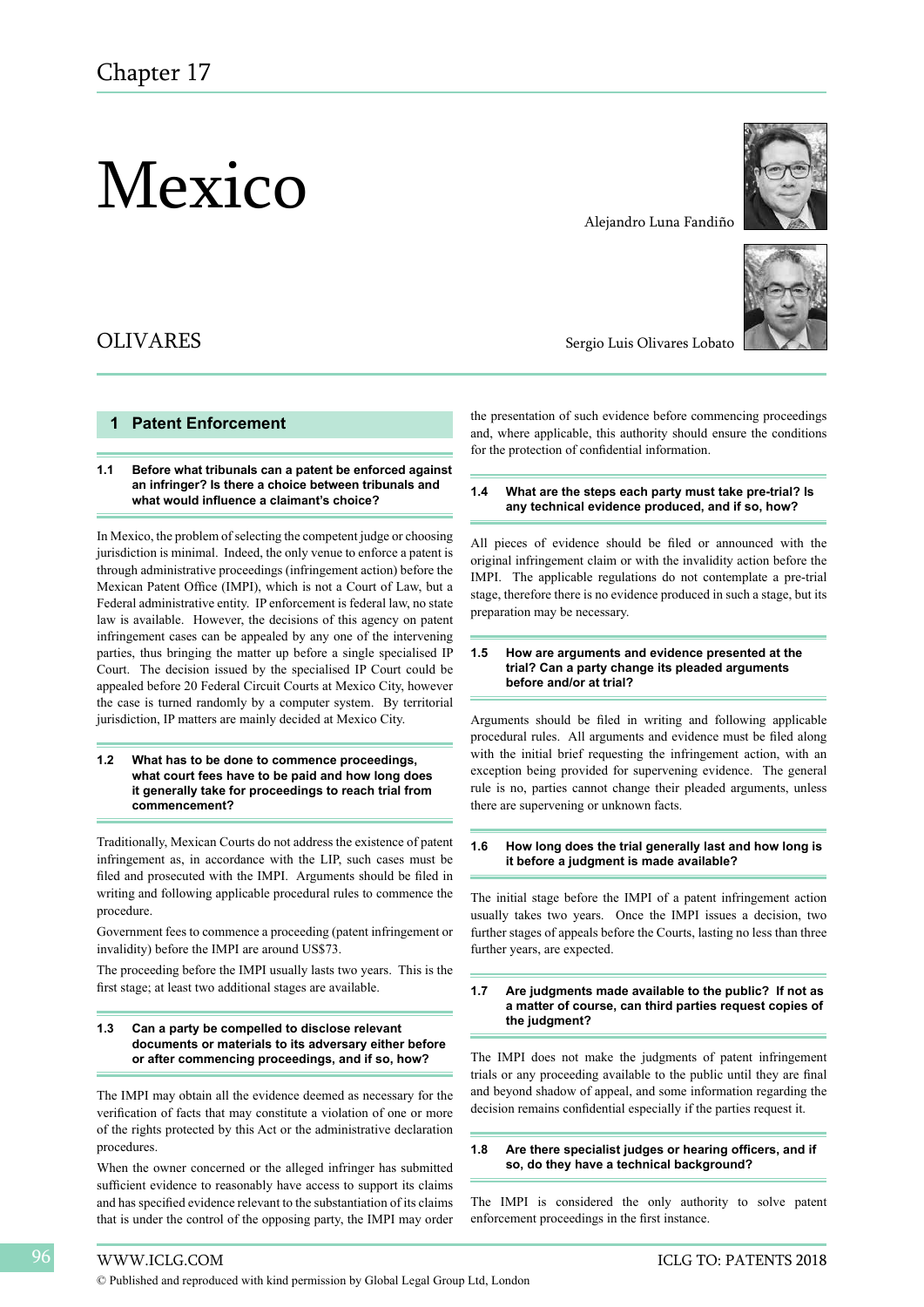Chapter 17

# Mexico

Alejandro Luna Fandiño

OLIVARES

Sergio Luis Olivares Lobato

## 1 Patent Enforcement

### 1.1 Before what tribunals can a patent be enforced against an infringer? Is there a choice between tribunals and what would influence a claimant's choice?

In Mexico, the problem of selecting the competent judge or choosing jurisdiction is minimal. Indeed, the only venue to enforce a patent is through administrative proceedings (infringement action) before the Mexican Patent Office (IMPI), which is not a Court of Law, but a Federal administrative entity. IP enforcement is federal law, no state law is available. However, the decisions of this agency on patent infringement cases can be appealed by any one of the intervening parties, thus bringing the matter up before a single specialised IP Court. The decision issued by the specialised IP Court could be appealed before 20 Federal Circuit Courts at Mexico City, however the case is turned randomly by a computer system. By territorial jurisdiction, IP matters are mainly decided at Mexico City.

### 1.2 What has to be done to commence proceedings, what court fees have to be paid and how long does it generally take for proceedings to reach trial from commencement?

Traditionally, Mexican Courts do not address the existence of patent infringement as, in accordance with the LIP, such cases must be filed and prosecuted with the IMPI. Arguments should be filed in writing and following applicable procedural rules to commence the procedure.

Government fees to commence a proceeding (patent infringement or invalidity) before the IMPI are around US$73.

The proceeding before the IMPI usually lasts two years. This is the first stage; at least two additional stages are available.

### 1.3 Can a party be compelled to disclose relevant documents or materials to its adversary either before or after commencing proceedings, and if so, how?

The IMPI may obtain all the evidence deemed as necessary for the verification of facts that may constitute a violation of one or more of the rights protected by this Act or the administrative declaration procedures.

When the owner concerned or the alleged infringer has submitted sufficient evidence to reasonably have access to support its claims and has specified evidence relevant to the substantiation of its claims that is under the control of the opposing party, the IMPI may order the presentation of such evidence before commencing proceedings and, where applicable, this authority should ensure the conditions for the protection of confidential information.

### 1.4 What are the steps each party must take pre-trial? Is any technical evidence produced, and if so, how?

All pieces of evidence should be filed or announced with the original infringement claim or with the invalidity action before the IMPI. The applicable regulations do not contemplate a pre-trial stage, therefore there is no evidence produced in such a stage, but its preparation may be necessary.

### 1.5 How are arguments and evidence presented at the trial? Can a party change its pleaded arguments before and/or at trial?

Arguments should be filed in writing and following applicable procedural rules. All arguments and evidence must be filed along with the initial brief requesting the infringement action, with an exception being provided for supervening evidence. The general rule is no, parties cannot change their pleaded arguments, unless there are supervening or unknown facts.

### 1.6 How long does the trial generally last and how long is it before a judgment is made available?

The initial stage before the IMPI of a patent infringement action usually takes two years. Once the IMPI issues a decision, two further stages of appeals before the Courts, lasting no less than three further years, are expected.

### 1.7 Are judgments made available to the public? If not as a matter of course, can third parties request copies of the judgment?

The IMPI does not make the judgments of patent infringement trials or any proceeding available to the public until they are final and beyond shadow of appeal, and some information regarding the decision remains confidential especially if the parties request it.

### 1.8 Are there specialist judges or hearing officers, and if so, do they have a technical background?

The IMPI is considered the only authority to solve patent enforcement proceedings in the first instance.

© Published and reproduced with kind permission by Global Legal Group Ltd, London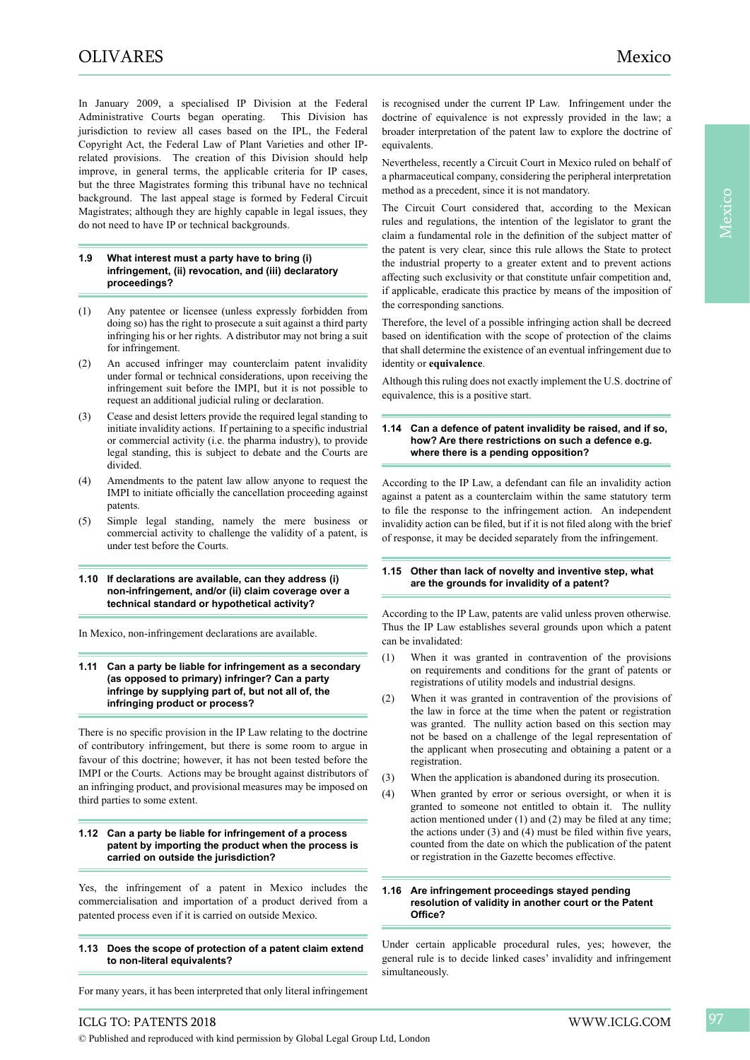In January 2009, a specialised IP Division at the Federal Administrative Courts began operating. This Division has jurisdiction to review all cases based on the IPL, the Federal Copyright Act, the Federal Law of Plant Varieties and other IP-related provisions. The creation of this Division should help improve, in general terms, the applicable criteria for IP cases, but the three Magistrates forming this tribunal have no technical background. The last appeal stage is formed by Federal Circuit Magistrates; although they are highly capable in legal issues, they do not need to have IP or technical backgrounds.

### 1.9 What interest must a party have to bring (i) infringement, (ii) revocation, and (iii) declaratory proceedings?

(1) Any patentee or licensee (unless expressly forbidden from doing so) has the right to prosecute a suit against a third party infringing his or her rights. A distributor may not bring a suit for infringement.

(2) An accused infringer may counterclaim patent invalidity under formal or technical considerations, upon receiving the infringement suit before the IMPI, but it is not possible to request an additional judicial ruling or declaration.

(3) Cease and desist letters provide the required legal standing to initiate invalidity actions. If pertaining to a specific industrial or commercial activity (i.e. the pharma industry), to provide legal standing, this is subject to debate and the Courts are divided.

(4) Amendments to the patent law allow anyone to request the IMPI to initiate officially the cancellation proceeding against patents.

(5) Simple legal standing, namely the mere business or commercial activity to challenge the validity of a patent, is under test before the Courts.

### 1.10 If declarations are available, can they address (i) non-infringement, and/or (ii) claim coverage over a technical standard or hypothetical activity?

In Mexico, non-infringement declarations are available.

### 1.11 Can a party be liable for infringement as a secondary (as opposed to primary) infringer? Can a party infringe by supplying part of, but not all of, the infringing product or process?

There is no specific provision in the IP Law relating to the doctrine of contributory infringement, but there is some room to argue in favour of this doctrine; however, it has not been tested before the IMPI or the Courts. Actions may be brought against distributors of an infringing product, and provisional measures may be imposed on third parties to some extent.

### 1.12 Can a party be liable for infringement of a process patent by importing the product when the process is carried on outside the jurisdiction?

Yes, the infringement of a patent in Mexico includes the commercialisation and importation of a product derived from a patented process even if it is carried on outside Mexico.

### 1.13 Does the scope of protection of a patent claim extend to non-literal equivalents?

For many years, it has been interpreted that only literal infringement is recognised under the current IP Law. Infringement under the doctrine of equivalence is not expressly provided in the law; a broader interpretation of the patent law to explore the doctrine of equivalents.

Nevertheless, recently a Circuit Court in Mexico ruled on behalf of a pharmaceutical company, considering the peripheral interpretation method as a precedent, since it is not mandatory.

The Circuit Court considered that, according to the Mexican rules and regulations, the intention of the legislator to grant the claim a fundamental role in the definition of the subject matter of the patent is very clear, since this rule allows the State to protect the industrial property to a greater extent and to prevent actions affecting such exclusivity or that constitute unfair competition and, if applicable, eradicate this practice by means of the imposition of the corresponding sanctions.

Therefore, the level of a possible infringing action shall be decreed based on identification with the scope of protection of the claims that shall determine the existence of an eventual infringement due to identity or **equivalence**.

Although this ruling does not exactly implement the U.S. doctrine of equivalence, this is a positive start.

### 1.14 Can a defence of patent invalidity be raised, and if so, how? Are there restrictions on such a defence e.g. where there is a pending opposition?

According to the IP Law, a defendant can file an invalidity action against a patent as a counterclaim within the same statutory term to file the response to the infringement action. An independent invalidity action can be filed, but if it is not filed along with the brief of response, it may be decided separately from the infringement.

### 1.15 Other than lack of novelty and inventive step, what are the grounds for invalidity of a patent?

According to the IP Law, patents are valid unless proven otherwise. Thus the IP Law establishes several grounds upon which a patent can be invalidated:

(1) When it was granted in contravention of the provisions on requirements and conditions for the grant of patents or registrations of utility models and industrial designs.

(2) When it was granted in contravention of the provisions of the law in force at the time when the patent or registration was granted. The nullity action based on this section may not be based on a challenge of the legal representation of the applicant when prosecuting and obtaining a patent or a registration.

(3) When the application is abandoned during its prosecution.

(4) When granted by error or serious oversight, or when it is granted to someone not entitled to obtain it. The nullity action mentioned under (1) and (2) may be filed at any time; the actions under (3) and (4) must be filed within five years, counted from the date on which the publication of the patent or registration in the Gazette becomes effective.

### 1.16 Are infringement proceedings stayed pending resolution of validity in another court or the Patent Office?

Under certain applicable procedural rules, yes; however, the general rule is to decide linked cases' invalidity and infringement simultaneously.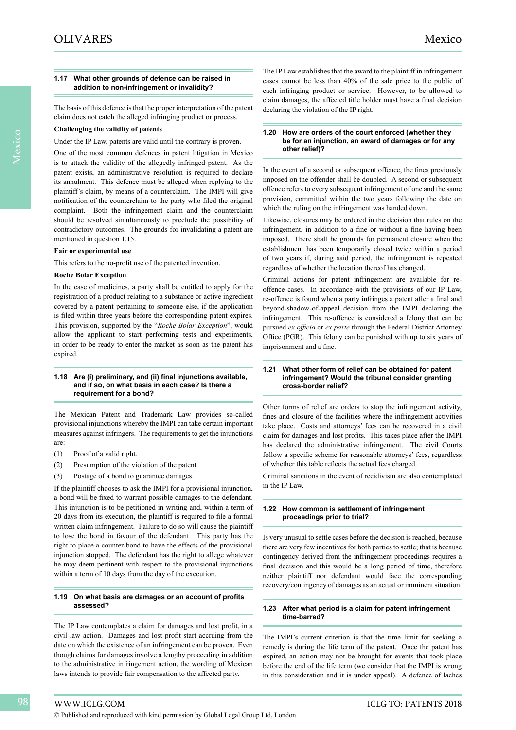### 1.17 What other grounds of defence can be raised in addition to non-infringement or invalidity?

The basis of this defence is that the proper interpretation of the patent claim does not catch the alleged infringing product or process.

**Challenging the validity of patents**

Under the IP Law, patents are valid until the contrary is proven.

One of the most common defences in patent litigation in Mexico is to attack the validity of the allegedly infringed patent. As the patent exists, an administrative resolution is required to declare its annulment. This defence must be alleged when replying to the plaintiff's claim, by means of a counterclaim. The IMPI will give notification of the counterclaim to the party who filed the original complaint. Both the infringement claim and the counterclaim should be resolved simultaneously to preclude the possibility of contradictory outcomes. The grounds for invalidating a patent are mentioned in question 1.15.

**Fair or experimental use**

This refers to the no-profit use of the patented invention.

**Roche Bolar Exception**

In the case of medicines, a party shall be entitled to apply for the registration of a product relating to a substance or active ingredient covered by a patent pertaining to someone else, if the application is filed within three years before the corresponding patent expires. This provision, supported by the "*Roche Bolar Exception*", would allow the applicant to start performing tests and experiments, in order to be ready to enter the market as soon as the patent has expired.

### 1.18 Are (i) preliminary, and (ii) final injunctions available, and if so, on what basis in each case? Is there a requirement for a bond?

The Mexican Patent and Trademark Law provides so-called provisional injunctions whereby the IMPI can take certain important measures against infringers. The requirements to get the injunctions are:

(1) Proof of a valid right.

(2) Presumption of the violation of the patent.

(3) Postage of a bond to guarantee damages.

If the plaintiff chooses to ask the IMPI for a provisional injunction, a bond will be fixed to warrant possible damages to the defendant. This injunction is to be petitioned in writing and, within a term of 20 days from its execution, the plaintiff is required to file a formal written claim infringement. Failure to do so will cause the plaintiff to lose the bond in favour of the defendant. This party has the right to place a counter-bond to have the effects of the provisional injunction stopped. The defendant has the right to allege whatever he may deem pertinent with respect to the provisional injunctions within a term of 10 days from the day of the execution.

### 1.19 On what basis are damages or an account of profits assessed?

The IP Law contemplates a claim for damages and lost profit, in a civil law action. Damages and lost profit start accruing from the date on which the existence of an infringement can be proven. Even though claims for damages involve a lengthy proceeding in addition to the administrative infringement action, the wording of Mexican laws intends to provide fair compensation to the affected party.

The IP Law establishes that the award to the plaintiff in infringement cases cannot be less than 40% of the sale price to the public of each infringing product or service. However, to be allowed to claim damages, the affected title holder must have a final decision declaring the violation of the IP right.

### 1.20 How are orders of the court enforced (whether they be for an injunction, an award of damages or for any other relief)?

In the event of a second or subsequent offence, the fines previously imposed on the offender shall be doubled. A second or subsequent offence refers to every subsequent infringement of one and the same provision, committed within the two years following the date on which the ruling on the infringement was handed down.

Likewise, closures may be ordered in the decision that rules on the infringement, in addition to a fine or without a fine having been imposed. There shall be grounds for permanent closure when the establishment has been temporarily closed twice within a period of two years if, during said period, the infringement is repeated regardless of whether the location thereof has changed.

Criminal actions for patent infringement are available for re-offence cases. In accordance with the provisions of our IP Law, re-offence is found when a party infringes a patent after a final and beyond-shadow-of-appeal decision from the IMPI declaring the infringement. This re-offence is considered a felony that can be pursued *ex officio* or *ex parte* through the Federal District Attorney Office (PGR). This felony can be punished with up to six years of imprisonment and a fine.

### 1.21 What other form of relief can be obtained for patent infringement? Would the tribunal consider granting cross-border relief?

Other forms of relief are orders to stop the infringement activity, fines and closure of the facilities where the infringement activities take place. Costs and attorneys' fees can be recovered in a civil claim for damages and lost profits. This takes place after the IMPI has declared the administrative infringement. The civil Courts follow a specific scheme for reasonable attorneys' fees, regardless of whether this table reflects the actual fees charged.

Criminal sanctions in the event of recidivism are also contemplated in the IP Law.

### 1.22 How common is settlement of infringement proceedings prior to trial?

Is very unusual to settle cases before the decision is reached, because there are very few incentives for both parties to settle; that is because contingency derived from the infringement proceedings requires a final decision and this would be a long period of time, therefore neither plaintiff nor defendant would face the corresponding recovery/contingency of damages as an actual or imminent situation.

### 1.23 After what period is a claim for patent infringement time-barred?

The IMPI's current criterion is that the time limit for seeking a remedy is during the life term of the patent. Once the patent has expired, an action may not be brought for events that took place before the end of the life term (we consider that the IMPI is wrong in this consideration and it is under appeal). A defence of laches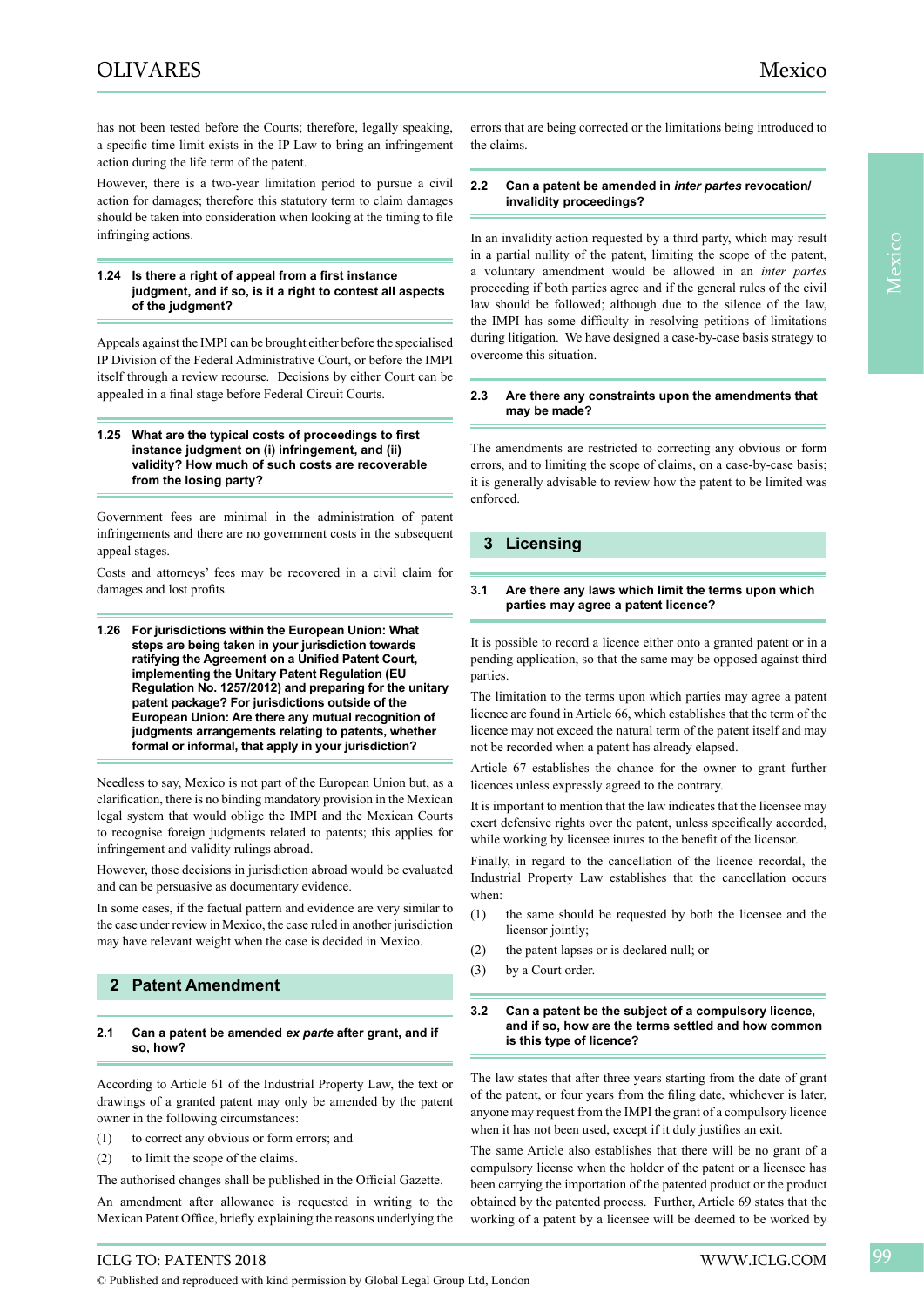has not been tested before the Courts; therefore, legally speaking, a specific time limit exists in the IP Law to bring an infringement action during the life term of the patent.

However, there is a two-year limitation period to pursue a civil action for damages; therefore this statutory term to claim damages should be taken into consideration when looking at the timing to file infringing actions.

### 1.24 Is there a right of appeal from a first instance judgment, and if so, is it a right to contest all aspects of the judgment?

Appeals against the IMPI can be brought either before the specialised IP Division of the Federal Administrative Court, or before the IMPI itself through a review recourse. Decisions by either Court can be appealed in a final stage before Federal Circuit Courts.

### 1.25 What are the typical costs of proceedings to first instance judgment on (i) infringement, and (ii) validity? How much of such costs are recoverable from the losing party?

Government fees are minimal in the administration of patent infringements and there are no government costs in the subsequent appeal stages.

Costs and attorneys' fees may be recovered in a civil claim for damages and lost profits.

### 1.26 For jurisdictions within the European Union: What steps are being taken in your jurisdiction towards ratifying the Agreement on a Unified Patent Court, implementing the Unitary Patent Regulation (EU Regulation No. 1257/2012) and preparing for the unitary patent package? For jurisdictions outside of the European Union: Are there any mutual recognition of judgments arrangements relating to patents, whether formal or informal, that apply in your jurisdiction?

Needless to say, Mexico is not part of the European Union but, as a clarification, there is no binding mandatory provision in the Mexican legal system that would oblige the IMPI and the Mexican Courts to recognise foreign judgments related to patents; this applies for infringement and validity rulings abroad.

However, those decisions in jurisdiction abroad would be evaluated and can be persuasive as documentary evidence.

In some cases, if the factual pattern and evidence are very similar to the case under review in Mexico, the case ruled in another jurisdiction may have relevant weight when the case is decided in Mexico.

## 2 Patent Amendment

### 2.1 Can a patent be amended *ex parte* after grant, and if so, how?

According to Article 61 of the Industrial Property Law, the text or drawings of a granted patent may only be amended by the patent owner in the following circumstances:

(1) to correct any obvious or form errors; and

(2) to limit the scope of the claims.

The authorised changes shall be published in the Official Gazette.

An amendment after allowance is requested in writing to the Mexican Patent Office, briefly explaining the reasons underlying the errors that are being corrected or the limitations being introduced to the claims.

### 2.2 Can a patent be amended in *inter partes* revocation/invalidity proceedings?

In an invalidity action requested by a third party, which may result in a partial nullity of the patent, limiting the scope of the patent, a voluntary amendment would be allowed in an *inter partes* proceeding if both parties agree and if the general rules of the civil law should be followed; although due to the silence of the law, the IMPI has some difficulty in resolving petitions of limitations during litigation. We have designed a case-by-case basis strategy to overcome this situation.

### 2.3 Are there any constraints upon the amendments that may be made?

The amendments are restricted to correcting any obvious or form errors, and to limiting the scope of claims, on a case-by-case basis; it is generally advisable to review how the patent to be limited was enforced.

## 3 Licensing

### 3.1 Are there any laws which limit the terms upon which parties may agree a patent licence?

It is possible to record a licence either onto a granted patent or in a pending application, so that the same may be opposed against third parties.

The limitation to the terms upon which parties may agree a patent licence are found in Article 66, which establishes that the term of the licence may not exceed the natural term of the patent itself and may not be recorded when a patent has already elapsed.

Article 67 establishes the chance for the owner to grant further licences unless expressly agreed to the contrary.

It is important to mention that the law indicates that the licensee may exert defensive rights over the patent, unless specifically accorded, while working by licensee inures to the benefit of the licensor.

Finally, in regard to the cancellation of the licence recordal, the Industrial Property Law establishes that the cancellation occurs when:

(1) the same should be requested by both the licensee and the licensor jointly;

(2) the patent lapses or is declared null; or

(3) by a Court order.

### 3.2 Can a patent be the subject of a compulsory licence, and if so, how are the terms settled and how common is this type of licence?

The law states that after three years starting from the date of grant of the patent, or four years from the filing date, whichever is later, anyone may request from the IMPI the grant of a compulsory licence when it has not been used, except if it duly justifies an exit.

The same Article also establishes that there will be no grant of a compulsory license when the holder of the patent or a licensee has been carrying the importation of the patented product or the product obtained by the patented process. Further, Article 69 states that the working of a patent by a licensee will be deemed to be worked by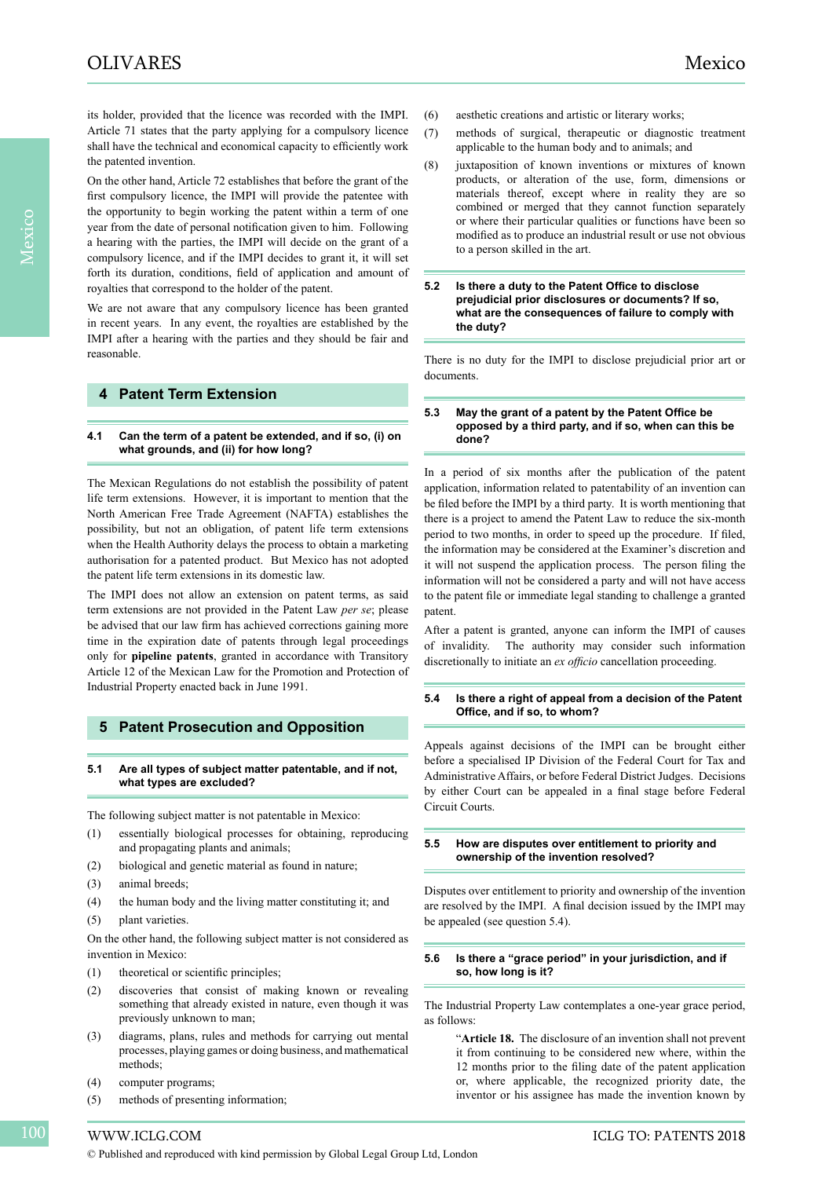its holder, provided that the licence was recorded with the IMPI. Article 71 states that the party applying for a compulsory licence shall have the technical and economical capacity to efficiently work the patented invention.

On the other hand, Article 72 establishes that before the grant of the first compulsory licence, the IMPI will provide the patentee with the opportunity to begin working the patent within a term of one year from the date of personal notification given to him. Following a hearing with the parties, the IMPI will decide on the grant of a compulsory licence, and if the IMPI decides to grant it, it will set forth its duration, conditions, field of application and amount of royalties that correspond to the holder of the patent.

We are not aware that any compulsory licence has been granted in recent years. In any event, the royalties are established by the IMPI after a hearing with the parties and they should be fair and reasonable.

## 4 Patent Term Extension

### 4.1 Can the term of a patent be extended, and if so, (i) on what grounds, and (ii) for how long?

The Mexican Regulations do not establish the possibility of patent life term extensions. However, it is important to mention that the North American Free Trade Agreement (NAFTA) establishes the possibility, but not an obligation, of patent life term extensions when the Health Authority delays the process to obtain a marketing authorisation for a patented product. But Mexico has not adopted the patent life term extensions in its domestic law.

The IMPI does not allow an extension on patent terms, as said term extensions are not provided in the Patent Law *per se*; please be advised that our law firm has achieved corrections gaining more time in the expiration date of patents through legal proceedings only for **pipeline patents**, granted in accordance with Transitory Article 12 of the Mexican Law for the Promotion and Protection of Industrial Property enacted back in June 1991.

## 5 Patent Prosecution and Opposition

### 5.1 Are all types of subject matter patentable, and if not, what types are excluded?

The following subject matter is not patentable in Mexico:

(1) essentially biological processes for obtaining, reproducing and propagating plants and animals;

(2) biological and genetic material as found in nature;

(3) animal breeds;

(4) the human body and the living matter constituting it; and

(5) plant varieties.

On the other hand, the following subject matter is not considered as invention in Mexico:

(1) theoretical or scientific principles;

(2) discoveries that consist of making known or revealing something that already existed in nature, even though it was previously unknown to man;

(3) diagrams, plans, rules and methods for carrying out mental processes, playing games or doing business, and mathematical methods;

(4) computer programs;

(5) methods of presenting information;

(6) aesthetic creations and artistic or literary works;

(7) methods of surgical, therapeutic or diagnostic treatment applicable to the human body and to animals; and

(8) juxtaposition of known inventions or mixtures of known products, or alteration of the use, form, dimensions or materials thereof, except where in reality they are so combined or merged that they cannot function separately or where their particular qualities or functions have been so modified as to produce an industrial result or use not obvious to a person skilled in the art.

### 5.2 Is there a duty to the Patent Office to disclose prejudicial prior disclosures or documents? If so, what are the consequences of failure to comply with the duty?

There is no duty for the IMPI to disclose prejudicial prior art or documents.

### 5.3 May the grant of a patent by the Patent Office be opposed by a third party, and if so, when can this be done?

In a period of six months after the publication of the patent application, information related to patentability of an invention can be filed before the IMPI by a third party. It is worth mentioning that there is a project to amend the Patent Law to reduce the six-month period to two months, in order to speed up the procedure. If filed, the information may be considered at the Examiner's discretion and it will not suspend the application process. The person filing the information will not be considered a party and will not have access to the patent file or immediate legal standing to challenge a granted patent.

After a patent is granted, anyone can inform the IMPI of causes of invalidity. The authority may consider such information discretionally to initiate an *ex officio* cancellation proceeding.

### 5.4 Is there a right of appeal from a decision of the Patent Office, and if so, to whom?

Appeals against decisions of the IMPI can be brought either before a specialised IP Division of the Federal Court for Tax and Administrative Affairs, or before Federal District Judges. Decisions by either Court can be appealed in a final stage before Federal Circuit Courts.

### 5.5 How are disputes over entitlement to priority and ownership of the invention resolved?

Disputes over entitlement to priority and ownership of the invention are resolved by the IMPI. A final decision issued by the IMPI may be appealed (see question 5.4).

### 5.6 Is there a "grace period" in your jurisdiction, and if so, how long is it?

The Industrial Property Law contemplates a one-year grace period, as follows:

> "**Article 18.** The disclosure of an invention shall not prevent it from continuing to be considered new where, within the 12 months prior to the filing date of the patent application or, where applicable, the recognized priority date, the inventor or his assignee has made the invention known by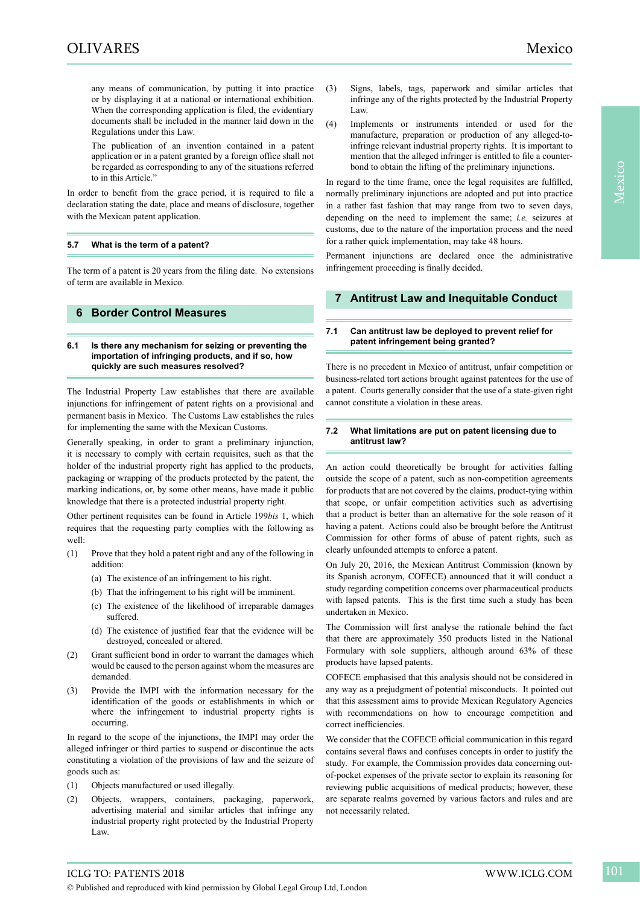any means of communication, by putting it into practice or by displaying it at a national or international exhibition. When the corresponding application is filed, the evidentiary documents shall be included in the manner laid down in the Regulations under this Law.

The publication of an invention contained in a patent application or in a patent granted by a foreign office shall not be regarded as corresponding to any of the situations referred to in this Article."

In order to benefit from the grace period, it is required to file a declaration stating the date, place and means of disclosure, together with the Mexican patent application.

### 5.7 What is the term of a patent?

The term of a patent is 20 years from the filing date. No extensions of term are available in Mexico.

## 6 Border Control Measures

### 6.1 Is there any mechanism for seizing or preventing the importation of infringing products, and if so, how quickly are such measures resolved?

The Industrial Property Law establishes that there are available injunctions for infringement of patent rights on a provisional and permanent basis in Mexico. The Customs Law establishes the rules for implementing the same with the Mexican Customs.

Generally speaking, in order to grant a preliminary injunction, it is necessary to comply with certain requisites, such as that the holder of the industrial property right has applied to the products, packaging or wrapping of the products protected by the patent, the marking indications, or, by some other means, have made it public knowledge that there is a protected industrial property right.

Other pertinent requisites can be found in Article 199*bis* 1, which requires that the requesting party complies with the following as well:

(1) Prove that they hold a patent right and any of the following in addition:
   (a) The existence of an infringement to his right.
   (b) That the infringement to his right will be imminent.
   (c) The existence of the likelihood of irreparable damages suffered.
   (d) The existence of justified fear that the evidence will be destroyed, concealed or altered.
(2) Grant sufficient bond in order to warrant the damages which would be caused to the person against whom the measures are demanded.
(3) Provide the IMPI with the information necessary for the identification of the goods or establishments in which or where the infringement to industrial property rights is occurring.

In regard to the scope of the injunctions, the IMPI may order the alleged infringer or third parties to suspend or discontinue the acts constituting a violation of the provisions of law and the seizure of goods such as:

(1) Objects manufactured or used illegally.
(2) Objects, wrappers, containers, packaging, paperwork, advertising material and similar articles that infringe any industrial property right protected by the Industrial Property Law.
(3) Signs, labels, tags, paperwork and similar articles that infringe any of the rights protected by the Industrial Property Law.
(4) Implements or instruments intended or used for the manufacture, preparation or production of any alleged-to-infringe relevant industrial property rights. It is important to mention that the alleged infringer is entitled to file a counter-bond to obtain the lifting of the preliminary injunctions.

In regard to the time frame, once the legal requisites are fulfilled, normally preliminary injunctions are adopted and put into practice in a rather fast fashion that may range from two to seven days, depending on the need to implement the same; *i.e.* seizures at customs, due to the nature of the importation process and the need for a rather quick implementation, may take 48 hours.

Permanent injunctions are declared once the administrative infringement proceeding is finally decided.

## 7 Antitrust Law and Inequitable Conduct

### 7.1 Can antitrust law be deployed to prevent relief for patent infringement being granted?

There is no precedent in Mexico of antitrust, unfair competition or business-related tort actions brought against patentees for the use of a patent. Courts generally consider that the use of a state-given right cannot constitute a violation in these areas.

### 7.2 What limitations are put on patent licensing due to antitrust law?

An action could theoretically be brought for activities falling outside the scope of a patent, such as non-competition agreements for products that are not covered by the claims, product-tying within that scope, or unfair competition activities such as advertising that a product is better than an alternative for the sole reason of it having a patent. Actions could also be brought before the Antitrust Commission for other forms of abuse of patent rights, such as clearly unfounded attempts to enforce a patent.

On July 20, 2016, the Mexican Antitrust Commission (known by its Spanish acronym, COFECE) announced that it will conduct a study regarding competition concerns over pharmaceutical products with lapsed patents. This is the first time such a study has been undertaken in Mexico.

The Commission will first analyse the rationale behind the fact that there are approximately 350 products listed in the National Formulary with sole suppliers, although around 63% of these products have lapsed patents.

COFECE emphasised that this analysis should not be considered in any way as a prejudgment of potential misconducts. It pointed out that this assessment aims to provide Mexican Regulatory Agencies with recommendations on how to encourage competition and correct inefficiencies.

We consider that the COFECE official communication in this regard contains several flaws and confuses concepts in order to justify the study. For example, the Commission provides data concerning out-of-pocket expenses of the private sector to explain its reasoning for reviewing public acquisitions of medical products; however, these are separate realms governed by various factors and rules and are not necessarily related.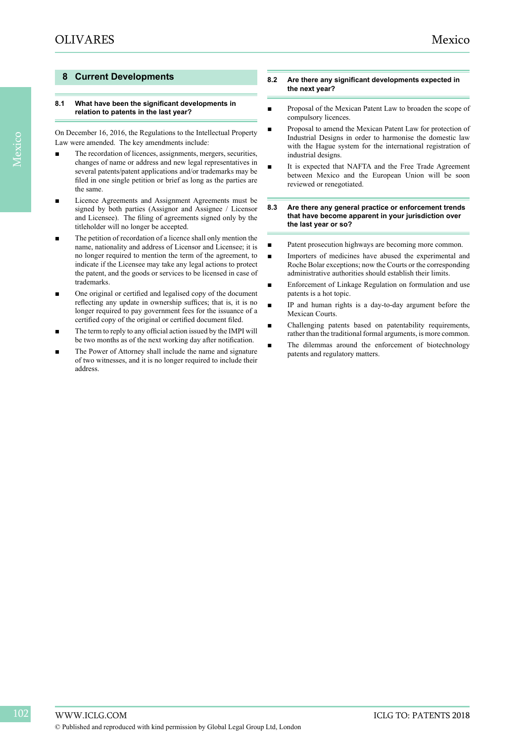## 8 Current Developments

### 8.1 What have been the significant developments in relation to patents in the last year?

On December 16, 2016, the Regulations to the Intellectual Property Law were amended. The key amendments include:

- The recordation of licences, assignments, mergers, securities, changes of name or address and new legal representatives in several patents/patent applications and/or trademarks may be filed in one single petition or brief as long as the parties are the same.
- Licence Agreements and Assignment Agreements must be signed by both parties (Assignor and Assignee / Licensor and Licensee). The filing of agreements signed only by the titleholder will no longer be accepted.
- The petition of recordation of a licence shall only mention the name, nationality and address of Licensor and Licensee; it is no longer required to mention the term of the agreement, to indicate if the Licensee may take any legal actions to protect the patent, and the goods or services to be licensed in case of trademarks.
- One original or certified and legalised copy of the document reflecting any update in ownership suffices; that is, it is no longer required to pay government fees for the issuance of a certified copy of the original or certified document filed.
- The term to reply to any official action issued by the IMPI will be two months as of the next working day after notification.
- The Power of Attorney shall include the name and signature of two witnesses, and it is no longer required to include their address.

### 8.2 Are there any significant developments expected in the next year?

- Proposal of the Mexican Patent Law to broaden the scope of compulsory licences.
- Proposal to amend the Mexican Patent Law for protection of Industrial Designs in order to harmonise the domestic law with the Hague system for the international registration of industrial designs.
- It is expected that NAFTA and the Free Trade Agreement between Mexico and the European Union will be soon reviewed or renegotiated.

### 8.3 Are there any general practice or enforcement trends that have become apparent in your jurisdiction over the last year or so?

- Patent prosecution highways are becoming more common.
- Importers of medicines have abused the experimental and Roche Bolar exceptions; now the Courts or the corresponding administrative authorities should establish their limits.
- Enforcement of Linkage Regulation on formulation and use patents is a hot topic.
- IP and human rights is a day-to-day argument before the Mexican Courts.
- Challenging patents based on patentability requirements, rather than the traditional formal arguments, is more common.
- The dilemmas around the enforcement of biotechnology patents and regulatory matters.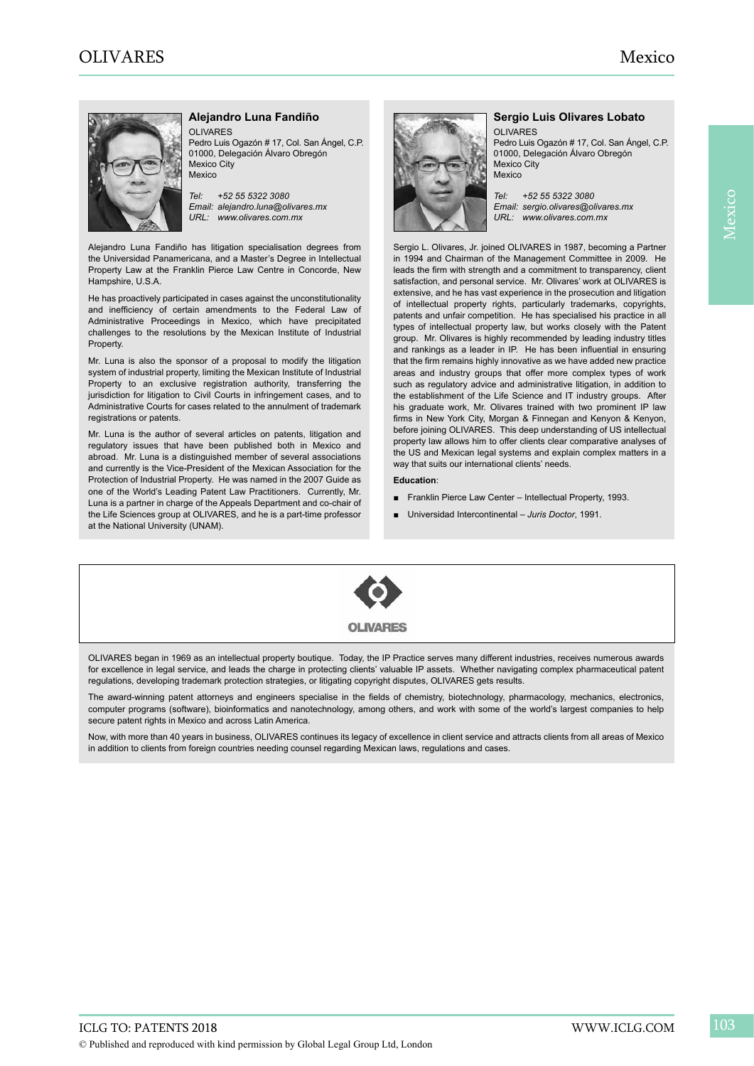## Alejandro Luna Fandiño

OLIVARES
Pedro Luis Ogazón # 17, Col. San Ángel, C.P. 01000, Delegación Álvaro Obregón
Mexico City
Mexico

*Tel: +52 55 5322 3080*
*Email: alejandro.luna@olivares.mx*
*URL: www.olivares.com.mx*

Alejandro Luna Fandiño has litigation specialisation degrees from the Universidad Panamericana, and a Master's Degree in Intellectual Property Law at the Franklin Pierce Law Centre in Concorde, New Hampshire, U.S.A.

He has proactively participated in cases against the unconstitutionality and inefficiency of certain amendments to the Federal Law of Administrative Proceedings in Mexico, which have precipitated challenges to the resolutions by the Mexican Institute of Industrial Property.

Mr. Luna is also the sponsor of a proposal to modify the litigation system of industrial property, limiting the Mexican Institute of Industrial Property to an exclusive registration authority, transferring the jurisdiction for litigation to Civil Courts in infringement cases, and to Administrative Courts for cases related to the annulment of trademark registrations or patents.

Mr. Luna is the author of several articles on patents, litigation and regulatory issues that have been published both in Mexico and abroad. Mr. Luna is a distinguished member of several associations and currently is the Vice-President of the Mexican Association for the Protection of Industrial Property. He was named in the 2007 Guide as one of the World's Leading Patent Law Practitioners. Currently, Mr. Luna is a partner in charge of the Appeals Department and co-chair of the Life Sciences group at OLIVARES, and he is a part-time professor at the National University (UNAM).

## Sergio Luis Olivares Lobato

OLIVARES
Pedro Luis Ogazón # 17, Col. San Ángel, C.P. 01000, Delegación Álvaro Obregón
Mexico City
Mexico

*Tel: +52 55 5322 3080*
*Email: sergio.olivares@olivares.mx*
*URL: www.olivares.com.mx*

Sergio L. Olivares, Jr. joined OLIVARES in 1987, becoming a Partner in 1994 and Chairman of the Management Committee in 2009. He leads the firm with strength and a commitment to transparency, client satisfaction, and personal service. Mr. Olivares' work at OLIVARES is extensive, and he has vast experience in the prosecution and litigation of intellectual property rights, particularly trademarks, copyrights, patents and unfair competition. He has specialised his practice in all types of intellectual property law, but works closely with the Patent group. Mr. Olivares is highly recommended by leading industry titles and rankings as a leader in IP. He has been influential in ensuring that the firm remains highly innovative as we have added new practice areas and industry groups that offer more complex types of work such as regulatory advice and administrative litigation, in addition to the establishment of the Life Science and IT industry groups. After his graduate work, Mr. Olivares trained with two prominent IP law firms in New York City, Morgan & Finnegan and Kenyon & Kenyon, before joining OLIVARES. This deep understanding of US intellectual property law allows him to offer clients clear comparative analyses of the US and Mexican legal systems and explain complex matters in a way that suits our international clients' needs.

**Education**:

- Franklin Pierce Law Center – Intellectual Property, 1993.
- Universidad Intercontinental – *Juris Doctor*, 1991.

OLIVARES

OLIVARES began in 1969 as an intellectual property boutique. Today, the IP Practice serves many different industries, receives numerous awards for excellence in legal service, and leads the charge in protecting clients' valuable IP assets. Whether navigating complex pharmaceutical patent regulations, developing trademark protection strategies, or litigating copyright disputes, OLIVARES gets results.

The award-winning patent attorneys and engineers specialise in the fields of chemistry, biotechnology, pharmacology, mechanics, electronics, computer programs (software), bioinformatics and nanotechnology, among others, and work with some of the world's largest companies to help secure patent rights in Mexico and across Latin America.

Now, with more than 40 years in business, OLIVARES continues its legacy of excellence in client service and attracts clients from all areas of Mexico in addition to clients from foreign countries needing counsel regarding Mexican laws, regulations and cases.

© Published and reproduced with kind permission by Global Legal Group Ltd, London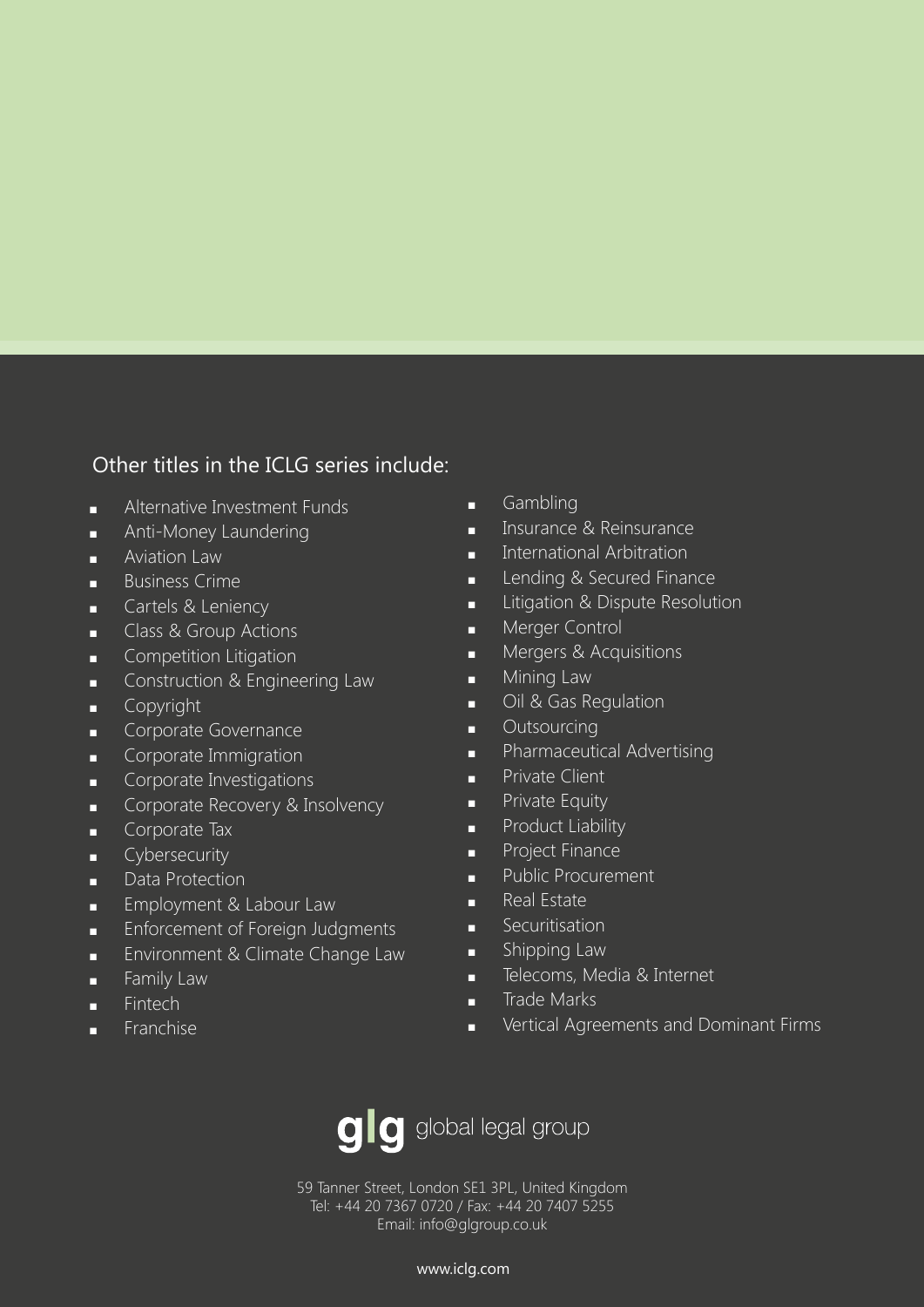## Other titles in the ICLG series include:

- Alternative Investment Funds
- Anti-Money Laundering
- Aviation Law
- Business Crime
- Cartels & Leniency
- Class & Group Actions
- Competition Litigation
- Construction & Engineering Law
- Copyright
- Corporate Governance
- Corporate Immigration
- Corporate Investigations
- Corporate Recovery & Insolvency
- Corporate Tax
- Cybersecurity
- Data Protection
- Employment & Labour Law
- Enforcement of Foreign Judgments
- Environment & Climate Change Law
- Family Law
- Fintech
- Franchise
- Gambling
- Insurance & Reinsurance
- International Arbitration
- Lending & Secured Finance
- Litigation & Dispute Resolution
- Merger Control
- Mergers & Acquisitions
- Mining Law
- Oil & Gas Regulation
- Outsourcing
- Pharmaceutical Advertising
- Private Client
- Private Equity
- Product Liability
- Project Finance
- Public Procurement
- Real Estate
- Securitisation
- Shipping Law
- Telecoms, Media & Internet
- Trade Marks
- Vertical Agreements and Dominant Firms

glg global legal group

59 Tanner Street, London SE1 3PL, United Kingdom
Tel: +44 20 7367 0720 / Fax: +44 20 7407 5255
Email: info@glgroup.co.uk

www.iclg.com